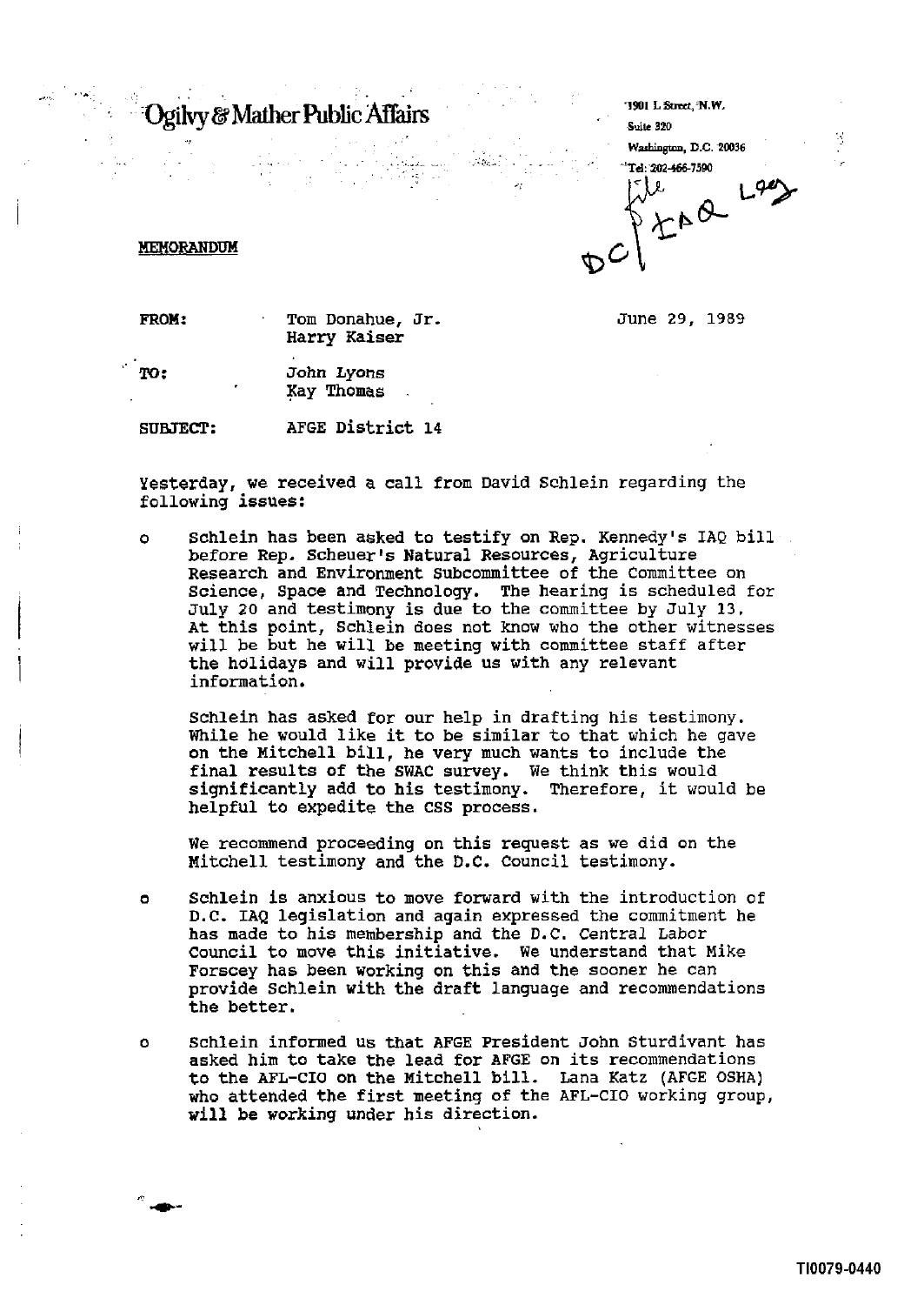# Ogilvy & Mather Public Affairs

1901 L Street, N.W.
Suite 320
Washington, D.C. 20036
Tel: 202-466-7590

File
DC | IAQ L9?

**MEMORANDUM**

FROM: Tom Donahue, Jr.
Harry Kaiser

June 29, 1989

TO: John Lyons
Kay Thomas

SUBJECT: AFGE District 14

Yesterday, we received a call from David Schlein regarding the following issues:

- Schlein has been asked to testify on Rep. Kennedy's IAQ bill before Rep. Scheuer's Natural Resources, Agriculture Research and Environment Subcommittee of the Committee on Science, Space and Technology. The hearing is scheduled for July 20 and testimony is due to the committee by July 13. At this point, Schlein does not know who the other witnesses will be but he will be meeting with committee staff after the holidays and will provide us with any relevant information.

  Schlein has asked for our help in drafting his testimony. While he would like it to be similar to that which he gave on the Mitchell bill, he very much wants to include the final results of the SWAC survey. We think this would significantly add to his testimony. Therefore, it would be helpful to expedite the CSS process.

  We recommend proceeding on this request as we did on the Mitchell testimony and the D.C. Council testimony.

- Schlein is anxious to move forward with the introduction of D.C. IAQ legislation and again expressed the commitment he has made to his membership and the D.C. Central Labor Council to move this initiative. We understand that Mike Forscey has been working on this and the sooner he can provide Schlein with the draft language and recommendations the better.

- Schlein informed us that AFGE President John Sturdivant has asked him to take the lead for AFGE on its recommendations to the AFL-CIO on the Mitchell bill. Lana Katz (AFGE OSHA) who attended the first meeting of the AFL-CIO working group, will be working under his direction.

TI0079-0440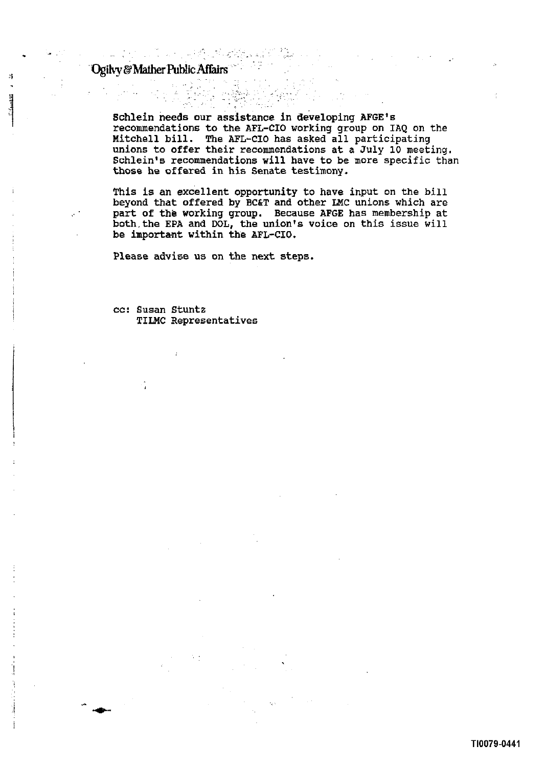Ogilvy & Mather Public Affairs

Schlein needs our assistance in developing AFGE's recommendations to the AFL-CIO working group on IAQ on the Mitchell bill. The AFL-CIO has asked all participating unions to offer their recommendations at a July 10 meeting. Schlein's recommendations will have to be more specific than those he offered in his Senate testimony.

This is an excellent opportunity to have input on the bill beyond that offered by BC&T and other LMC unions which are part of the working group. Because AFGE has membership at both the EPA and DOL, the union's voice on this issue will be important within the AFL-CIO.

Please advise us on the next steps.

cc: Susan Stuntz
    TILMC Representatives

TI0079-0441